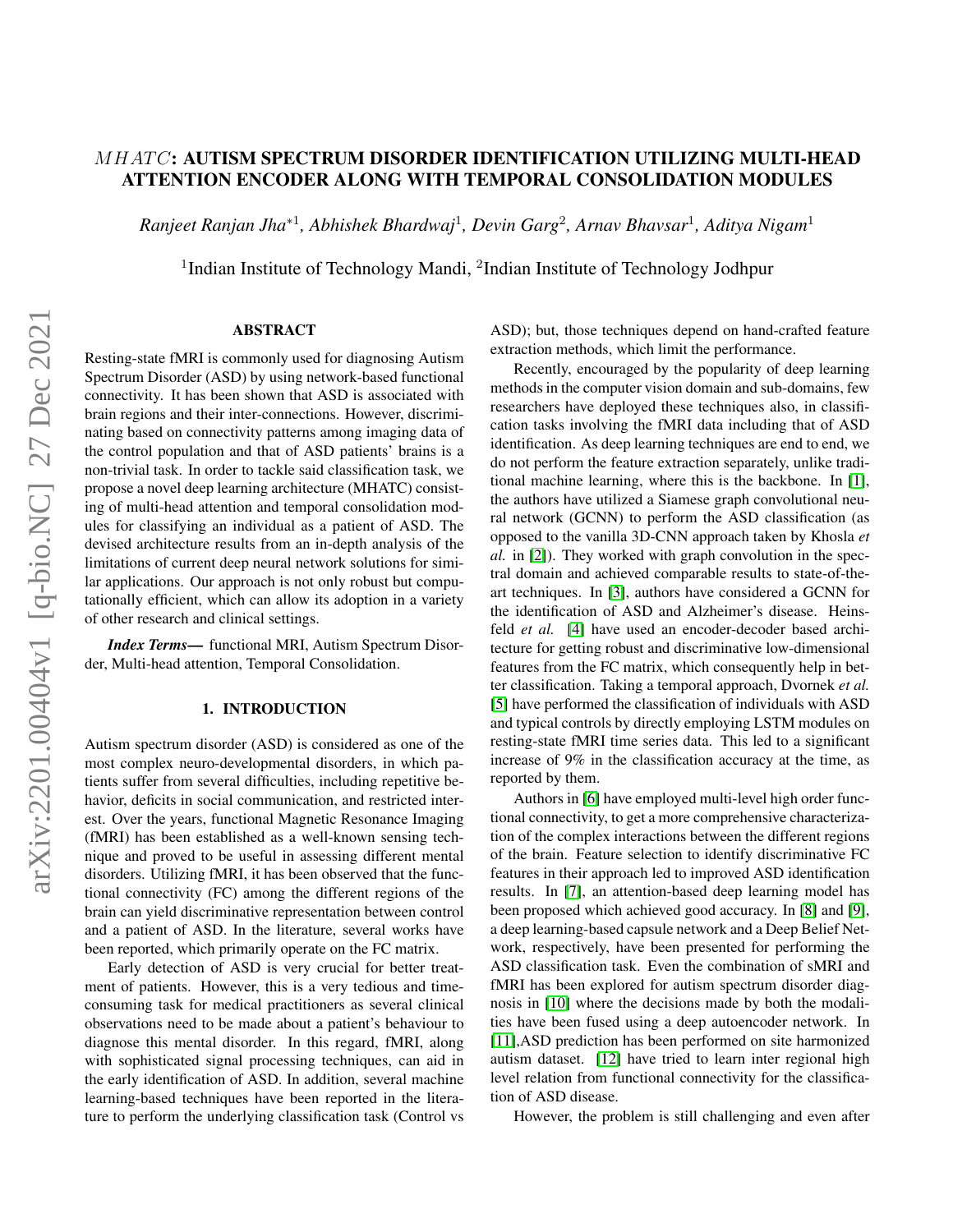# $MHATC$: AUTISM SPECTRUM DISORDER IDENTIFICATION UTILIZING MULTI-HEAD ATTENTION ENCODER ALONG WITH TEMPORAL CONSOLIDATION MODULES

*Ranjeet Ranjan Jha*[*1], *Abhishek Bhardwaj*[1], *Devin Garg*[2], *Arnav Bhavsar*[1], *Aditya Nigam*[1]

[1]Indian Institute of Technology Mandi, [2]Indian Institute of Technology Jodhpur

## ABSTRACT

Resting-state fMRI is commonly used for diagnosing Autism Spectrum Disorder (ASD) by using network-based functional connectivity. It has been shown that ASD is associated with brain regions and their inter-connections. However, discriminating based on connectivity patterns among imaging data of the control population and that of ASD patients' brains is a non-trivial task. In order to tackle said classification task, we propose a novel deep learning architecture (MHATC) consisting of multi-head attention and temporal consolidation modules for classifying an individual as a patient of ASD. The devised architecture results from an in-depth analysis of the limitations of current deep neural network solutions for similar applications. Our approach is not only robust but computationally efficient, which can allow its adoption in a variety of other research and clinical settings.

***Index Terms*—** functional MRI, Autism Spectrum Disorder, Multi-head attention, Temporal Consolidation.

## 1. INTRODUCTION

Autism spectrum disorder (ASD) is considered as one of the most complex neuro-developmental disorders, in which patients suffer from several difficulties, including repetitive behavior, deficits in social communication, and restricted interest. Over the years, functional Magnetic Resonance Imaging (fMRI) has been established as a well-known sensing technique and proved to be useful in assessing different mental disorders. Utilizing fMRI, it has been observed that the functional connectivity (FC) among the different regions of the brain can yield discriminative representation between control and a patient of ASD. In the literature, several works have been reported, which primarily operate on the FC matrix.

Early detection of ASD is very crucial for better treatment of patients. However, this is a very tedious and time-consuming task for medical practitioners as several clinical observations need to be made about a patient's behaviour to diagnose this mental disorder. In this regard, fMRI, along with sophisticated signal processing techniques, can aid in the early identification of ASD. In addition, several machine learning-based techniques have been reported in the literature to perform the underlying classification task (Control vs ASD); but, those techniques depend on hand-crafted feature extraction methods, which limit the performance.

Recently, encouraged by the popularity of deep learning methods in the computer vision domain and sub-domains, few researchers have deployed these techniques also, in classification tasks involving the fMRI data including that of ASD identification. As deep learning techniques are end to end, we do not perform the feature extraction separately, unlike traditional machine learning, where this is the backbone. In [1], the authors have utilized a Siamese graph convolutional neural network (GCNN) to perform the ASD classification (as opposed to the vanilla 3D-CNN approach taken by Khosla *et al.* in [2]). They worked with graph convolution in the spectral domain and achieved comparable results to state-of-the-art techniques. In [3], authors have considered a GCNN for the identification of ASD and Alzheimer's disease. Heinsfeld *et al.* [4] have used an encoder-decoder based architecture for getting robust and discriminative low-dimensional features from the FC matrix, which consequently help in better classification. Taking a temporal approach, Dvornek *et al.* [5] have performed the classification of individuals with ASD and typical controls by directly employing LSTM modules on resting-state fMRI time series data. This led to a significant increase of 9% in the classification accuracy at the time, as reported by them.

Authors in [6] have employed multi-level high order functional connectivity, to get a more comprehensive characterization of the complex interactions between the different regions of the brain. Feature selection to identify discriminative FC features in their approach led to improved ASD identification results. In [7], an attention-based deep learning model has been proposed which achieved good accuracy. In [8] and [9], a deep learning-based capsule network and a Deep Belief Network, respectively, have been presented for performing the ASD classification task. Even the combination of sMRI and fMRI has been explored for autism spectrum disorder diagnosis in [10] where the decisions made by both the modalities have been fused using a deep autoencoder network. In [11],ASD prediction has been performed on site harmonized autism dataset. [12] have tried to learn inter regional high level relation from functional connectivity for the classification of ASD disease.

However, the problem is still challenging and even after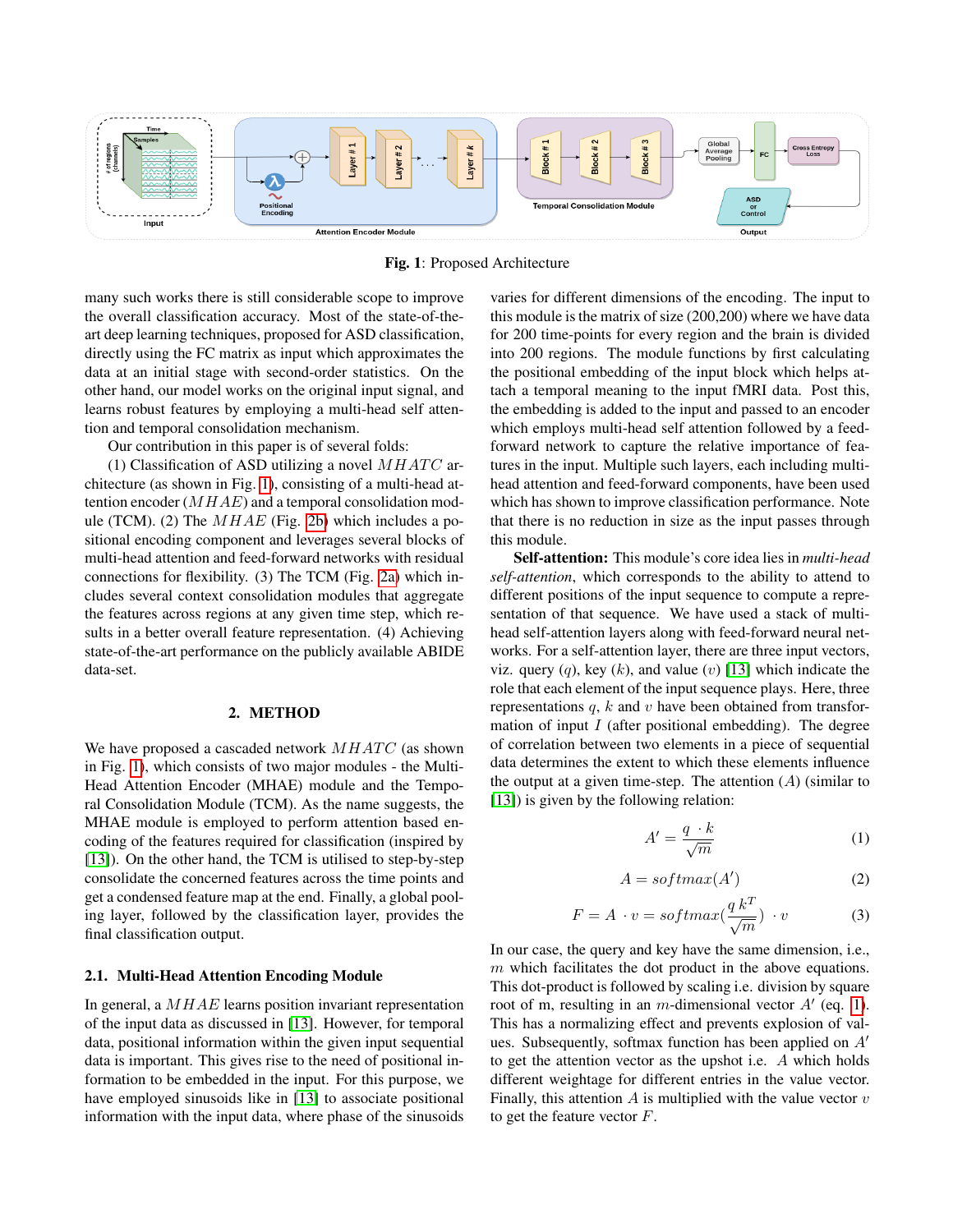Input

Time

Samples

# of regions (channels)

Positional Encoding

Layer # 1

Layer # 2

Layer # k

Attention Encoder Module

Block # 1

Block # 2

Block # 3

Temporal Consolidation Module

Global Average Pooling

FC

Cross Entropy Loss

ASD or Control

Output

**Fig. 1**: Proposed Architecture

many such works there is still considerable scope to improve the overall classification accuracy. Most of the state-of-the-art deep learning techniques, proposed for ASD classification, directly using the FC matrix as input which approximates the data at an initial stage with second-order statistics. On the other hand, our model works on the original input signal, and learns robust features by employing a multi-head self attention and temporal consolidation mechanism.

Our contribution in this paper is of several folds:

(1) Classification of ASD utilizing a novel $MHATC$ architecture (as shown in Fig. 1), consisting of a multi-head attention encoder ($MHAE$) and a temporal consolidation module (TCM). (2) The $MHAE$ (Fig. 2b) which includes a positional encoding component and leverages several blocks of multi-head attention and feed-forward networks with residual connections for flexibility. (3) The TCM (Fig. 2a) which includes several context consolidation modules that aggregate the features across regions at any given time step, which results in a better overall feature representation. (4) Achieving state-of-the-art performance on the publicly available ABIDE data-set.

## 2. METHOD

We have proposed a cascaded network $MHATC$ (as shown in Fig. 1), which consists of two major modules - the Multi-Head Attention Encoder (MHAE) module and the Temporal Consolidation Module (TCM). As the name suggests, the MHAE module is employed to perform attention based encoding of the features required for classification (inspired by [13]). On the other hand, the TCM is utilised to step-by-step consolidate the concerned features across the time points and get a condensed feature map at the end. Finally, a global pooling layer, followed by the classification layer, provides the final classification output.

### 2.1. Multi-Head Attention Encoding Module

In general, a $MHAE$ learns position invariant representation of the input data as discussed in [13]. However, for temporal data, positional information within the given input sequential data is important. This gives rise to the need of positional information to be embedded in the input. For this purpose, we have employed sinusoids like in [13] to associate positional information with the input data, where phase of the sinusoids varies for different dimensions of the encoding. The input to this module is the matrix of size (200,200) where we have data for 200 time-points for every region and the brain is divided into 200 regions. The module functions by first calculating the positional embedding of the input block which helps attach a temporal meaning to the input fMRI data. Post this, the embedding is added to the input and passed to an encoder which employs multi-head self attention followed by a feed-forward network to capture the relative importance of features in the input. Multiple such layers, each including multi-head attention and feed-forward components, have been used which has shown to improve classification performance. Note that there is no reduction in size as the input passes through this module.

**Self-attention:** This module's core idea lies in *multi-head self-attention*, which corresponds to the ability to attend to different positions of the input sequence to compute a representation of that sequence. We have used a stack of multi-head self-attention layers along with feed-forward neural networks. For a self-attention layer, there are three input vectors, viz. query ($q$), key ($k$), and value ($v$) [13] which indicate the role that each element of the input sequence plays. Here, three representations $q$, $k$ and $v$ have been obtained from transformation of input $I$ (after positional embedding). The degree of correlation between two elements in a piece of sequential data determines the extent to which these elements influence the output at a given time-step. The attention ($A$) (similar to [13]) is given by the following relation:

$$A' = \frac{q \cdot k}{\sqrt{m}} \tag{1}$$

$$A = softmax(A') \tag{2}$$

$$F = A \cdot v = softmax(\frac{q\,k^T}{\sqrt{m}}) \cdot v \tag{3}$$

In our case, the query and key have the same dimension, i.e., $m$ which facilitates the dot product in the above equations. This dot-product is followed by scaling i.e. division by square root of m, resulting in an $m$-dimensional vector $A'$ (eq. 1). This has a normalizing effect and prevents explosion of values. Subsequently, softmax function has been applied on $A'$ to get the attention vector as the upshot i.e. $A$ which holds different weightage for different entries in the value vector. Finally, this attention $A$ is multiplied with the value vector $v$ to get the feature vector $F$.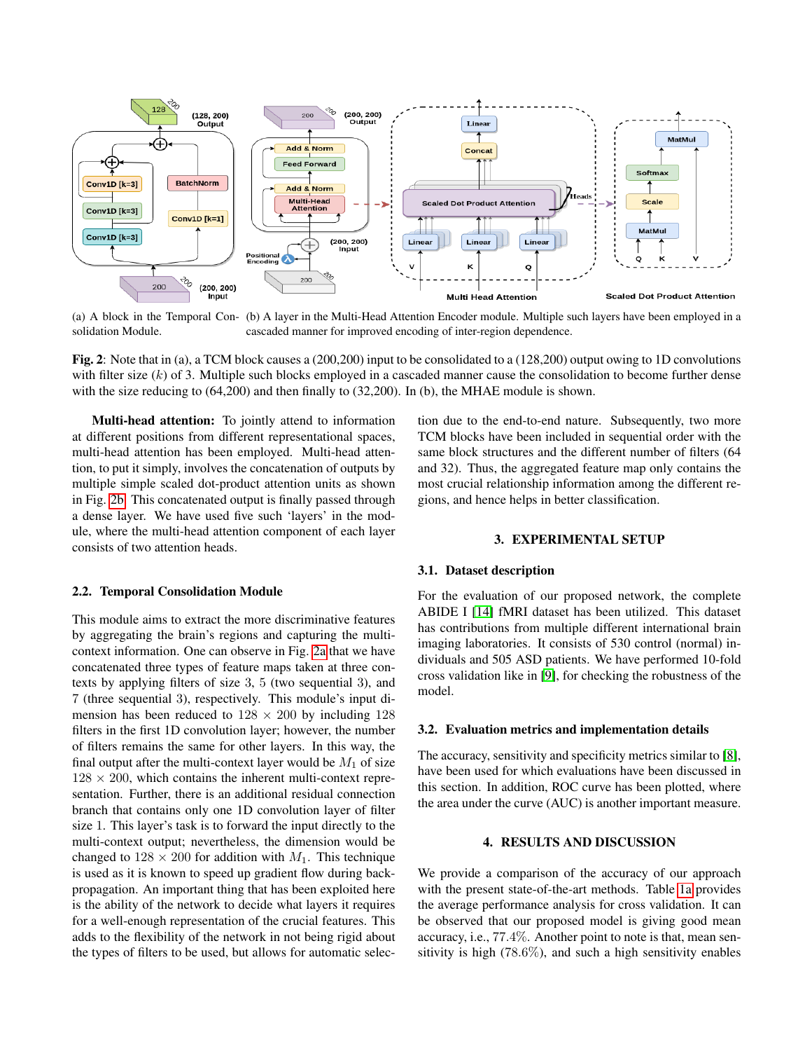(a) A block in the Temporal Consolidation Module.

(b) A layer in the Multi-Head Attention Encoder module. Multiple such layers have been employed in a cascaded manner for improved encoding of inter-region dependence.

**Fig. 2**: Note that in (a), a TCM block causes a (200,200) input to be consolidated to a (128,200) output owing to 1D convolutions with filter size ($k$) of 3. Multiple such blocks employed in a cascaded manner cause the consolidation to become further dense with the size reducing to (64,200) and then finally to (32,200). In (b), the MHAE module is shown.

**Multi-head attention:** To jointly attend to information at different positions from different representational spaces, multi-head attention has been employed. Multi-head attention, to put it simply, involves the concatenation of outputs by multiple simple scaled dot-product attention units as shown in Fig. 2b. This concatenated output is finally passed through a dense layer. We have used five such 'layers' in the module, where the multi-head attention component of each layer consists of two attention heads.

### 2.2. Temporal Consolidation Module

This module aims to extract the more discriminative features by aggregating the brain's regions and capturing the multi-context information. One can observe in Fig. 2a that we have concatenated three types of feature maps taken at three contexts by applying filters of size 3, 5 (two sequential 3), and 7 (three sequential 3), respectively. This module's input dimension has been reduced to $128 \times 200$ by including 128 filters in the first 1D convolution layer; however, the number of filters remains the same for other layers. In this way, the final output after the multi-context layer would be $M_1$ of size $128 \times 200$, which contains the inherent multi-context representation. Further, there is an additional residual connection branch that contains only one 1D convolution layer of filter size 1. This layer's task is to forward the input directly to the multi-context output; nevertheless, the dimension would be changed to $128 \times 200$ for addition with $M_1$. This technique is used as it is known to speed up gradient flow during backpropagation. An important thing that has been exploited here is the ability of the network to decide what layers it requires for a well-enough representation of the crucial features. This adds to the flexibility of the network in not being rigid about the types of filters to be used, but allows for automatic selection due to the end-to-end nature. Subsequently, two more TCM blocks have been included in sequential order with the same block structures and the different number of filters (64 and 32). Thus, the aggregated feature map only contains the most crucial relationship information among the different regions, and hence helps in better classification.

## 3. EXPERIMENTAL SETUP

### 3.1. Dataset description

For the evaluation of our proposed network, the complete ABIDE I [14] fMRI dataset has been utilized. This dataset has contributions from multiple different international brain imaging laboratories. It consists of 530 control (normal) individuals and 505 ASD patients. We have performed 10-fold cross validation like in [9], for checking the robustness of the model.

### 3.2. Evaluation metrics and implementation details

The accuracy, sensitivity and specificity metrics similar to [8], have been used for which evaluations have been discussed in this section. In addition, ROC curve has been plotted, where the area under the curve (AUC) is another important measure.

## 4. RESULTS AND DISCUSSION

We provide a comparison of the accuracy of our approach with the present state-of-the-art methods. Table 1a provides the average performance analysis for cross validation. It can be observed that our proposed model is giving good mean accuracy, i.e., 77.4%. Another point to note is that, mean sensitivity is high (78.6%), and such a high sensitivity enables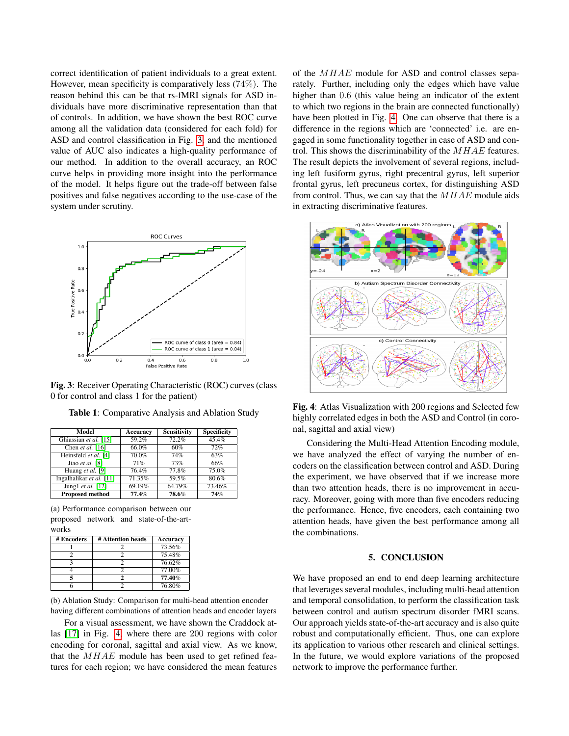correct identification of patient individuals to a great extent. However, mean specificity is comparatively less (74%). The reason behind this can be that rs-fMRI signals for ASD individuals have more discriminative representation than that of controls. In addition, we have shown the best ROC curve among all the validation data (considered for each fold) for ASD and control classification in Fig. 3, and the mentioned value of AUC also indicates a high-quality performance of our method. In addition to the overall accuracy, an ROC curve helps in providing more insight into the performance of the model. It helps figure out the trade-off between false positives and false negatives according to the use-case of the system under scrutiny.

ROC Curves

True Positive Rate

False Positive Rate

ROC curve of class 0 (area = 0.84)

ROC curve of class 1 (area = 0.84)

**Fig. 3**: Receiver Operating Characteristic (ROC) curves (class 0 for control and class 1 for the patient)

**Table 1**: Comparative Analysis and Ablation Study

| Model | Accuracy | Sensitivity | Specificity |
|---|---|---|---|
| Ghiassian *et al.* [15] | 59.2% | 72.2% | 45.4% |
| Chen *et al.* [16] | 66.0% | 60% | 72% |
| Heinsfeld *et al.* [4] | 70.0% | 74% | 63% |
| Jiao *et al.* [8] | 71% | 73% | 66% |
| Huang *et al.* [9] | 76.4% | 77.8% | 75.0% |
| Ingalhalikar *et al.* [11] | 71.35% | 59.5% | 80.6% |
| Jung1 *et al.* [12] | 69.19% | 64.79% | 73.46% |
| **Proposed method** | **77.4%** | **78.6%** | **74%** |

(a) Performance comparison between our proposed network and state-of-the-art works

| # Encoders | # Attention heads | Accuracy |
|---|---|---|
| 1 | 2 | 73.56% |
| 2 | 2 | 75.48% |
| 3 | 2 | 76.62% |
| 4 | 2 | 77.00% |
| **5** | **2** | **77.40%** |
| 6 | 2 | 76.80% |

(b) Ablation Study: Comparison for multi-head attention encoder having different combinations of attention heads and encoder layers

For a visual assessment, we have shown the Craddock atlas [17] in Fig. 4, where there are 200 regions with color encoding for coronal, sagittal and axial view. As we know, that the $MHAE$ module has been used to get refined features for each region; we have considered the mean features of the $MHAE$ module for ASD and control classes separately. Further, including only the edges which have value higher than 0.6 (this value being an indicator of the extent to which two regions in the brain are connected functionally) have been plotted in Fig. 4. One can observe that there is a difference in the regions which are 'connected' i.e. are engaged in some functionality together in case of ASD and control. This shows the discriminability of the $MHAE$ features. The result depicts the involvement of several regions, including left fusiform gyrus, right precentral gyrus, left superior frontal gyrus, left precuneus cortex, for distinguishing ASD from control. Thus, we can say that the $MHAE$ module aids in extracting discriminative features.

a) Atlas Visualization with 200 regions

b) Autism Spectrum Disorder Connectivity

c) Control Connectivity

**Fig. 4**: Atlas Visualization with 200 regions and Selected few highly correlated edges in both the ASD and Control (in coronal, sagittal and axial view)

Considering the Multi-Head Attention Encoding module, we have analyzed the effect of varying the number of encoders on the classification between control and ASD. During the experiment, we have observed that if we increase more than two attention heads, there is no improvement in accuracy. Moreover, going with more than five encoders reducing the performance. Hence, five encoders, each containing two attention heads, have given the best performance among all the combinations.

## 5. CONCLUSION

We have proposed an end to end deep learning architecture that leverages several modules, including multi-head attention and temporal consolidation, to perform the classification task between control and autism spectrum disorder fMRI scans. Our approach yields state-of-the-art accuracy and is also quite robust and computationally efficient. Thus, one can explore its application to various other research and clinical settings. In the future, we would explore variations of the proposed network to improve the performance further.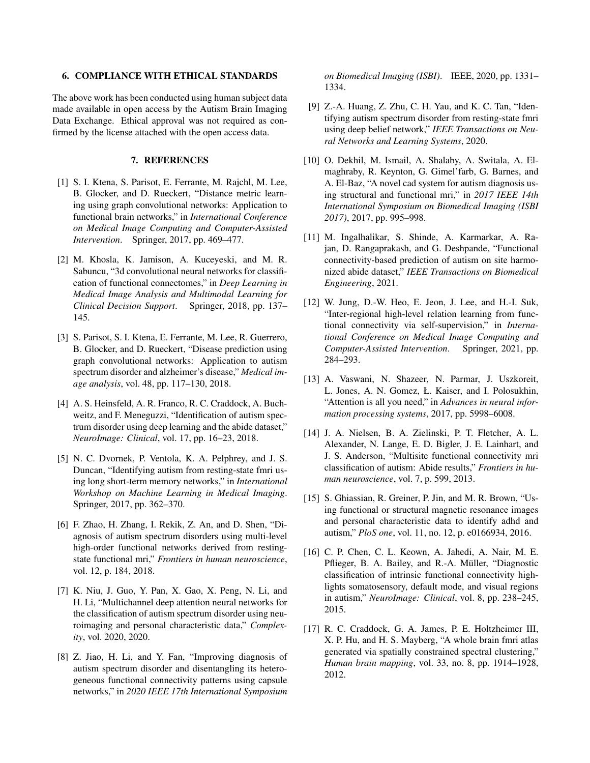## 6. COMPLIANCE WITH ETHICAL STANDARDS

The above work has been conducted using human subject data made available in open access by the Autism Brain Imaging Data Exchange. Ethical approval was not required as confirmed by the license attached with the open access data.

## 7. REFERENCES

[1] S. I. Ktena, S. Parisot, E. Ferrante, M. Rajchl, M. Lee, B. Glocker, and D. Rueckert, "Distance metric learning using graph convolutional networks: Application to functional brain networks," in *International Conference on Medical Image Computing and Computer-Assisted Intervention*. Springer, 2017, pp. 469–477.

[2] M. Khosla, K. Jamison, A. Kuceyeski, and M. R. Sabuncu, "3d convolutional neural networks for classification of functional connectomes," in *Deep Learning in Medical Image Analysis and Multimodal Learning for Clinical Decision Support*. Springer, 2018, pp. 137–145.

[3] S. Parisot, S. I. Ktena, E. Ferrante, M. Lee, R. Guerrero, B. Glocker, and D. Rueckert, "Disease prediction using graph convolutional networks: Application to autism spectrum disorder and alzheimer's disease," *Medical image analysis*, vol. 48, pp. 117–130, 2018.

[4] A. S. Heinsfeld, A. R. Franco, R. C. Craddock, A. Buchweitz, and F. Meneguzzi, "Identification of autism spectrum disorder using deep learning and the abide dataset," *NeuroImage: Clinical*, vol. 17, pp. 16–23, 2018.

[5] N. C. Dvornek, P. Ventola, K. A. Pelphrey, and J. S. Duncan, "Identifying autism from resting-state fmri using long short-term memory networks," in *International Workshop on Machine Learning in Medical Imaging*. Springer, 2017, pp. 362–370.

[6] F. Zhao, H. Zhang, I. Rekik, Z. An, and D. Shen, "Diagnosis of autism spectrum disorders using multi-level high-order functional networks derived from resting-state functional mri," *Frontiers in human neuroscience*, vol. 12, p. 184, 2018.

[7] K. Niu, J. Guo, Y. Pan, X. Gao, X. Peng, N. Li, and H. Li, "Multichannel deep attention neural networks for the classification of autism spectrum disorder using neuroimaging and personal characteristic data," *Complexity*, vol. 2020, 2020.

[8] Z. Jiao, H. Li, and Y. Fan, "Improving diagnosis of autism spectrum disorder and disentangling its heterogeneous functional connectivity patterns using capsule networks," in *2020 IEEE 17th International Symposium on Biomedical Imaging (ISBI)*. IEEE, 2020, pp. 1331–1334.

[9] Z.-A. Huang, Z. Zhu, C. H. Yau, and K. C. Tan, "Identifying autism spectrum disorder from resting-state fmri using deep belief network," *IEEE Transactions on Neural Networks and Learning Systems*, 2020.

[10] O. Dekhil, M. Ismail, A. Shalaby, A. Switala, A. Elmaghraby, R. Keynton, G. Gimel'farb, G. Barnes, and A. El-Baz, "A novel cad system for autism diagnosis using structural and functional mri," in *2017 IEEE 14th International Symposium on Biomedical Imaging (ISBI 2017)*, 2017, pp. 995–998.

[11] M. Ingalhalikar, S. Shinde, A. Karmarkar, A. Rajan, D. Rangaprakash, and G. Deshpande, "Functional connectivity-based prediction of autism on site harmonized abide dataset," *IEEE Transactions on Biomedical Engineering*, 2021.

[12] W. Jung, D.-W. Heo, E. Jeon, J. Lee, and H.-I. Suk, "Inter-regional high-level relation learning from functional connectivity via self-supervision," in *International Conference on Medical Image Computing and Computer-Assisted Intervention*. Springer, 2021, pp. 284–293.

[13] A. Vaswani, N. Shazeer, N. Parmar, J. Uszkoreit, L. Jones, A. N. Gomez, Ł. Kaiser, and I. Polosukhin, "Attention is all you need," in *Advances in neural information processing systems*, 2017, pp. 5998–6008.

[14] J. A. Nielsen, B. A. Zielinski, P. T. Fletcher, A. L. Alexander, N. Lange, E. D. Bigler, J. E. Lainhart, and J. S. Anderson, "Multisite functional connectivity mri classification of autism: Abide results," *Frontiers in human neuroscience*, vol. 7, p. 599, 2013.

[15] S. Ghiassian, R. Greiner, P. Jin, and M. R. Brown, "Using functional or structural magnetic resonance images and personal characteristic data to identify adhd and autism," *PloS one*, vol. 11, no. 12, p. e0166934, 2016.

[16] C. P. Chen, C. L. Keown, A. Jahedi, A. Nair, M. E. Pflieger, B. A. Bailey, and R.-A. Müller, "Diagnostic classification of intrinsic functional connectivity highlights somatosensory, default mode, and visual regions in autism," *NeuroImage: Clinical*, vol. 8, pp. 238–245, 2015.

[17] R. C. Craddock, G. A. James, P. E. Holtzheimer III, X. P. Hu, and H. S. Mayberg, "A whole brain fmri atlas generated via spatially constrained spectral clustering," *Human brain mapping*, vol. 33, no. 8, pp. 1914–1928, 2012.